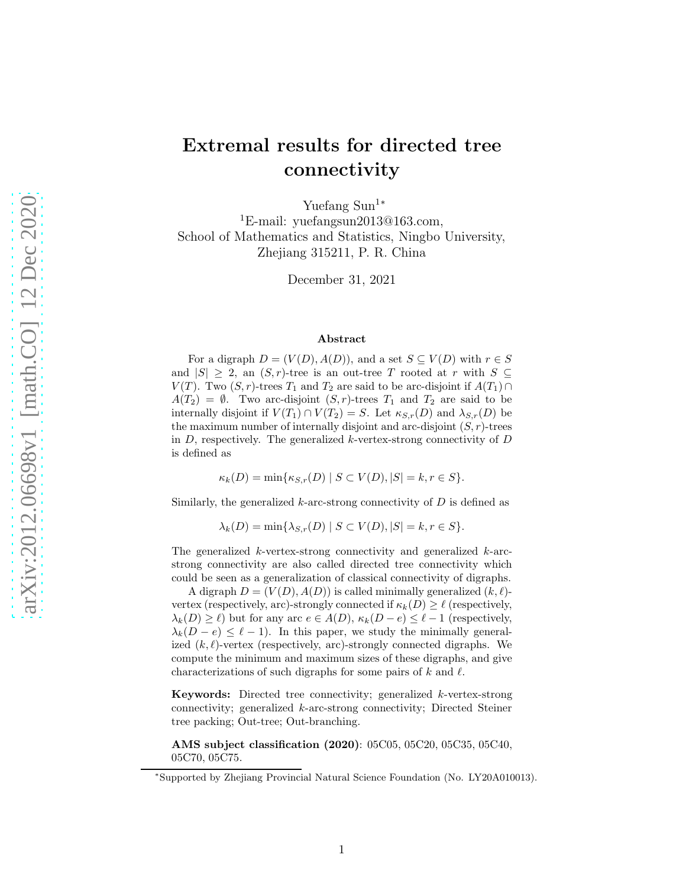# Extremal results for directed tree connectivity

Yuefang Sun[1*]

[1]E-mail: yuefangsun2013@163.com,
School of Mathematics and Statistics, Ningbo University,
Zhejiang 315211, P. R. China

December 31, 2021

## Abstract

For a digraph $D = (V(D), A(D))$, and a set $S \subseteq V(D)$ with $r \in S$ and $|S| \geq 2$, an $(S, r)$-tree is an out-tree $T$ rooted at $r$ with $S \subseteq V(T)$. Two $(S, r)$-trees $T_1$ and $T_2$ are said to be arc-disjoint if $A(T_1) \cap A(T_2) = \emptyset$. Two arc-disjoint $(S, r)$-trees $T_1$ and $T_2$ are said to be internally disjoint if $V(T_1) \cap V(T_2) = S$. Let $\kappa_{S,r}(D)$ and $\lambda_{S,r}(D)$ be the maximum number of internally disjoint and arc-disjoint $(S, r)$-trees in $D$, respectively. The generalized $k$-vertex-strong connectivity of $D$ is defined as

$$\kappa_k(D) = \min\{\kappa_{S,r}(D) \mid S \subset V(D), |S| = k, r \in S\}.$$

Similarly, the generalized $k$-arc-strong connectivity of $D$ is defined as

$$\lambda_k(D) = \min\{\lambda_{S,r}(D) \mid S \subset V(D), |S| = k, r \in S\}.$$

The generalized $k$-vertex-strong connectivity and generalized $k$-arc-strong connectivity are also called directed tree connectivity which could be seen as a generalization of classical connectivity of digraphs.

A digraph $D = (V(D), A(D))$ is called minimally generalized $(k, \ell)$-vertex (respectively, arc)-strongly connected if $\kappa_k(D) \geq \ell$ (respectively, $\lambda_k(D) \geq \ell$) but for any arc $e \in A(D)$, $\kappa_k(D - e) \leq \ell - 1$ (respectively, $\lambda_k(D - e) \leq \ell - 1$). In this paper, we study the minimally generalized $(k, \ell)$-vertex (respectively, arc)-strongly connected digraphs. We compute the minimum and maximum sizes of these digraphs, and give characterizations of such digraphs for some pairs of $k$ and $\ell$.

**Keywords:** Directed tree connectivity; generalized $k$-vertex-strong connectivity; generalized $k$-arc-strong connectivity; Directed Steiner tree packing; Out-tree; Out-branching.

**AMS subject classification (2020)**: 05C05, 05C20, 05C35, 05C40, 05C70, 05C75.

*Supported by Zhejiang Provincial Natural Science Foundation (No. LY20A010013).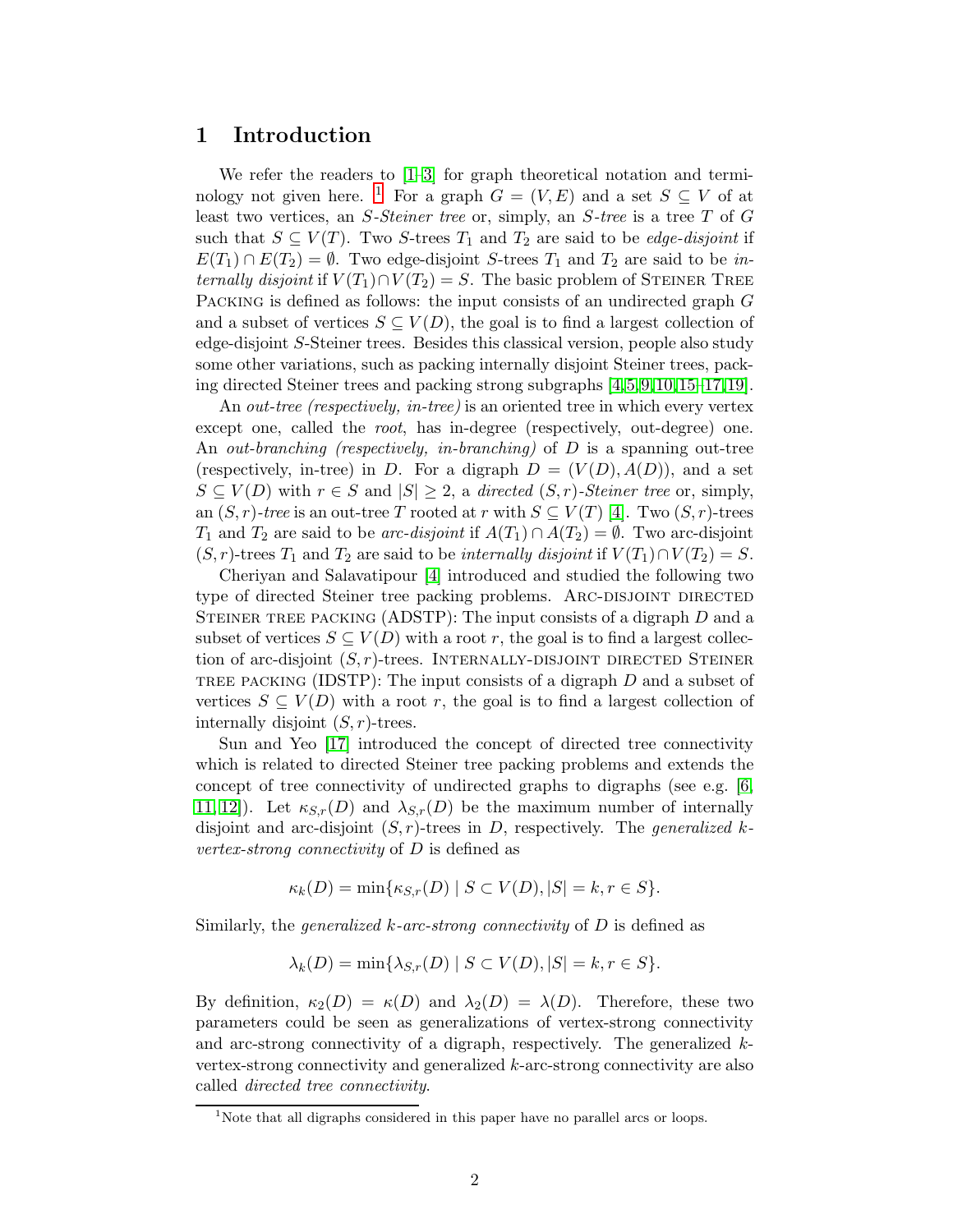# 1 Introduction

We refer the readers to [1–3] for graph theoretical notation and terminology not given here. [1] For a graph $G = (V, E)$ and a set $S \subseteq V$ of at least two vertices, an *S-Steiner tree* or, simply, an *S-tree* is a tree $T$ of $G$ such that $S \subseteq V(T)$. Two $S$-trees $T_1$ and $T_2$ are said to be *edge-disjoint* if $E(T_1) \cap E(T_2) = \emptyset$. Two edge-disjoint $S$-trees $T_1$ and $T_2$ are said to be *internally disjoint* if $V(T_1) \cap V(T_2) = S$. The basic problem of Steiner Tree Packing is defined as follows: the input consists of an undirected graph $G$ and a subset of vertices $S \subseteq V(D)$, the goal is to find a largest collection of edge-disjoint $S$-Steiner trees. Besides this classical version, people also study some other variations, such as packing internally disjoint Steiner trees, packing directed Steiner trees and packing strong subgraphs [4,5,9,10,15–17,19].

An *out-tree (respectively, in-tree)* is an oriented tree in which every vertex except one, called the *root*, has in-degree (respectively, out-degree) one. An *out-branching (respectively, in-branching)* of $D$ is a spanning out-tree (respectively, in-tree) in $D$. For a digraph $D = (V(D), A(D))$, and a set $S \subseteq V(D)$ with $r \in S$ and $|S| \geq 2$, a *directed* $(S, r)$*-Steiner tree* or, simply, an $(S, r)$*-tree* is an out-tree $T$ rooted at $r$ with $S \subseteq V(T)$ [4]. Two $(S, r)$-trees $T_1$ and $T_2$ are said to be *arc-disjoint* if $A(T_1) \cap A(T_2) = \emptyset$. Two arc-disjoint $(S, r)$-trees $T_1$ and $T_2$ are said to be *internally disjoint* if $V(T_1) \cap V(T_2) = S$.

Cheriyan and Salavatipour [4] introduced and studied the following two type of directed Steiner tree packing problems. Arc-disjoint directed Steiner tree packing (ADSTP): The input consists of a digraph $D$ and a subset of vertices $S \subseteq V(D)$ with a root $r$, the goal is to find a largest collection of arc-disjoint $(S, r)$-trees. Internally-disjoint directed Steiner tree packing (IDSTP): The input consists of a digraph $D$ and a subset of vertices $S \subseteq V(D)$ with a root $r$, the goal is to find a largest collection of internally disjoint $(S, r)$-trees.

Sun and Yeo [17] introduced the concept of directed tree connectivity which is related to directed Steiner tree packing problems and extends the concept of tree connectivity of undirected graphs to digraphs (see e.g. [6, 11, 12]). Let $\kappa_{S,r}(D)$ and $\lambda_{S,r}(D)$ be the maximum number of internally disjoint and arc-disjoint $(S, r)$-trees in $D$, respectively. The *generalized k-vertex-strong connectivity* of $D$ is defined as

$$\kappa_k(D) = \min\{\kappa_{S,r}(D) \mid S \subset V(D), |S| = k, r \in S\}.$$

Similarly, the *generalized k-arc-strong connectivity* of $D$ is defined as

$$\lambda_k(D) = \min\{\lambda_{S,r}(D) \mid S \subset V(D), |S| = k, r \in S\}.$$

By definition, $\kappa_2(D) = \kappa(D)$ and $\lambda_2(D) = \lambda(D)$. Therefore, these two parameters could be seen as generalizations of vertex-strong connectivity and arc-strong connectivity of a digraph, respectively. The generalized $k$-vertex-strong connectivity and generalized $k$-arc-strong connectivity are also called *directed tree connectivity*.

[1] Note that all digraphs considered in this paper have no parallel arcs or loops.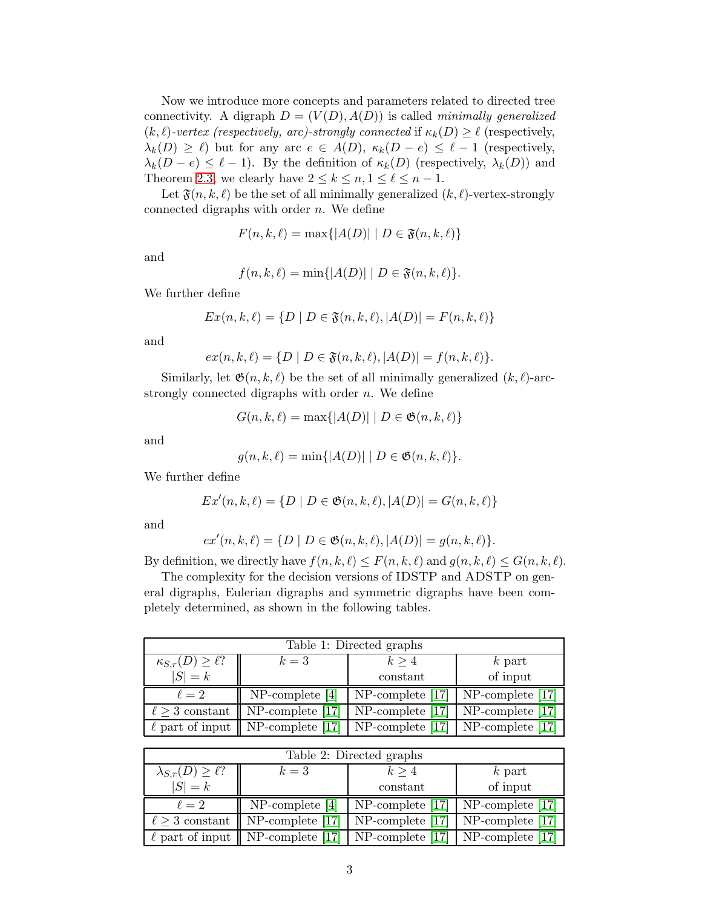Now we introduce more concepts and parameters related to directed tree connectivity. A digraph $D = (V(D), A(D))$ is called *minimally generalized $(k, \ell)$-vertex (respectively, arc)-strongly connected* if $\kappa_k(D) \geq \ell$ (respectively, $\lambda_k(D) \geq \ell$) but for any arc $e \in A(D)$, $\kappa_k(D - e) \leq \ell - 1$ (respectively, $\lambda_k(D - e) \leq \ell - 1$). By the definition of $\kappa_k(D)$ (respectively, $\lambda_k(D)$) and Theorem 2.3, we clearly have $2 \leq k \leq n, 1 \leq \ell \leq n - 1$.

Let $\mathfrak{F}(n, k, \ell)$ be the set of all minimally generalized $(k, \ell)$-vertex-strongly connected digraphs with order $n$. We define

$$F(n, k, \ell) = \max\{|A(D)| \mid D \in \mathfrak{F}(n, k, \ell)\}$$

and

$$f(n, k, \ell) = \min\{|A(D)| \mid D \in \mathfrak{F}(n, k, \ell)\}.$$

We further define

$$Ex(n, k, \ell) = \{D \mid D \in \mathfrak{F}(n, k, \ell), |A(D)| = F(n, k, \ell)\}$$

and

$$ex(n, k, \ell) = \{D \mid D \in \mathfrak{F}(n, k, \ell), |A(D)| = f(n, k, \ell)\}.$$

Similarly, let $\mathfrak{G}(n, k, \ell)$ be the set of all minimally generalized $(k, \ell)$-arc-strongly connected digraphs with order $n$. We define

$$G(n, k, \ell) = \max\{|A(D)| \mid D \in \mathfrak{G}(n, k, \ell)\}$$

and

$$g(n, k, \ell) = \min\{|A(D)| \mid D \in \mathfrak{G}(n, k, \ell)\}.$$

We further define

$$Ex'(n, k, \ell) = \{D \mid D \in \mathfrak{G}(n, k, \ell), |A(D)| = G(n, k, \ell)\}$$

and

$$ex'(n, k, \ell) = \{D \mid D \in \mathfrak{G}(n, k, \ell), |A(D)| = g(n, k, \ell)\}.$$

By definition, we directly have $f(n, k, \ell) \leq F(n, k, \ell)$ and $g(n, k, \ell) \leq G(n, k, \ell)$.

The complexity for the decision versions of IDSTP and ADSTP on general digraphs, Eulerian digraphs and symmetric digraphs have been completely determined, as shown in the following tables.

Table 1: Directed graphs

| $\kappa_{S,r}(D) \geq \ell$? $|S| = k$ | $k = 3$ | $k \geq 4$ constant | $k$ part of input |
|---|---|---|---|
| $\ell = 2$ | NP-complete [4] | NP-complete [17] | NP-complete [17] |
| $\ell \geq 3$ constant | NP-complete [17] | NP-complete [17] | NP-complete [17] |
| $\ell$ part of input | NP-complete [17] | NP-complete [17] | NP-complete [17] |

Table 2: Directed graphs

| $\lambda_{S,r}(D) \geq \ell$? $|S| = k$ | $k = 3$ | $k \geq 4$ constant | $k$ part of input |
|---|---|---|---|
| $\ell = 2$ | NP-complete [4] | NP-complete [17] | NP-complete [17] |
| $\ell \geq 3$ constant | NP-complete [17] | NP-complete [17] | NP-complete [17] |
| $\ell$ part of input | NP-complete [17] | NP-complete [17] | NP-complete [17] |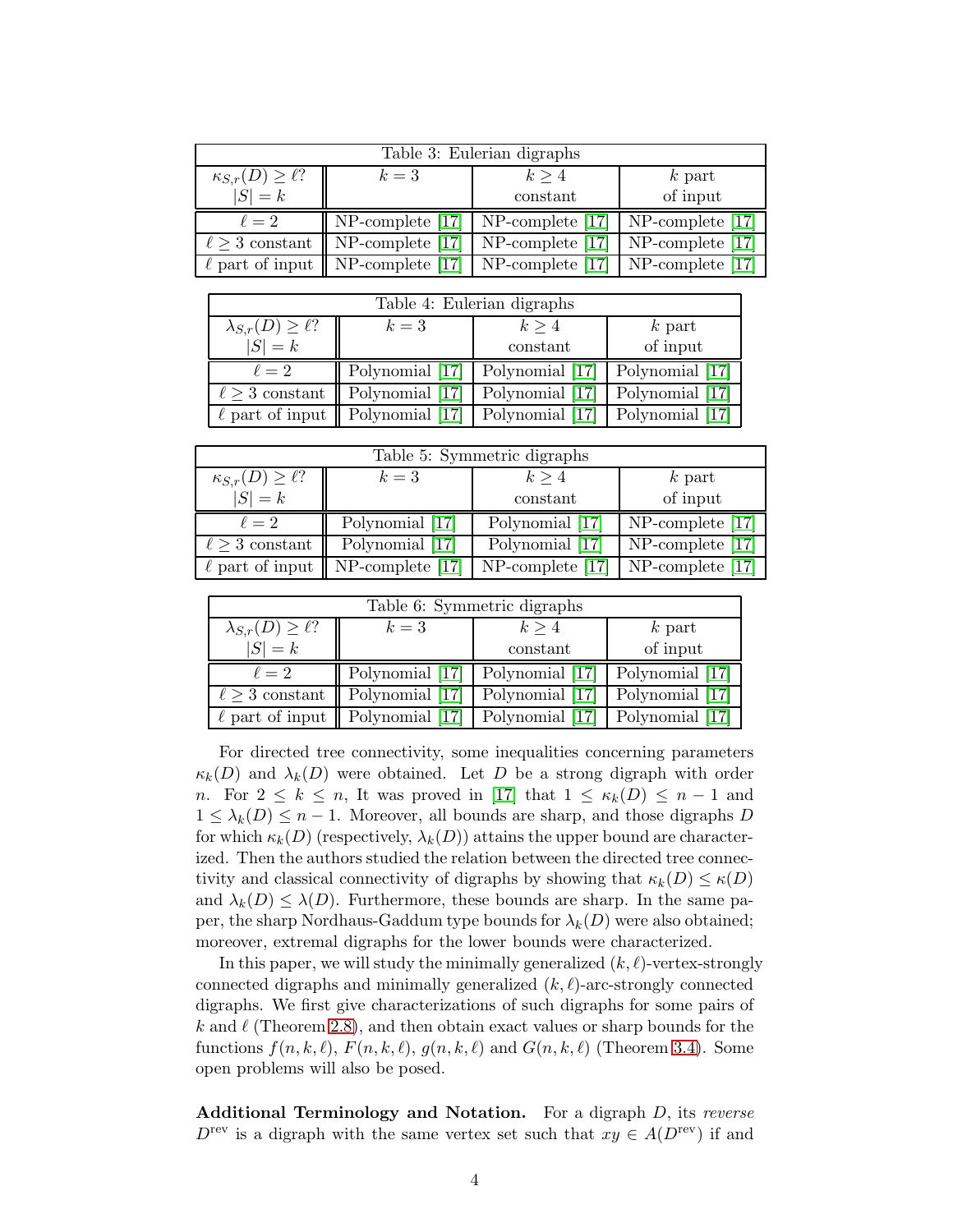| Table 3: Eulerian digraphs | | | |
|---|---|---|---|
| $\kappa_{S,r}(D) \geq \ell$? $\lvert S\rvert = k$ | $k = 3$ | $k \geq 4$ constant | $k$ part of input |
| $\ell = 2$ | NP-complete [17] | NP-complete [17] | NP-complete [17] |
| $\ell \geq 3$ constant | NP-complete [17] | NP-complete [17] | NP-complete [17] |
| $\ell$ part of input | NP-complete [17] | NP-complete [17] | NP-complete [17] |

| Table 4: Eulerian digraphs | | | |
|---|---|---|---|
| $\lambda_{S,r}(D) \geq \ell$? $\lvert S\rvert = k$ | $k = 3$ | $k \geq 4$ constant | $k$ part of input |
| $\ell = 2$ | Polynomial [17] | Polynomial [17] | Polynomial [17] |
| $\ell \geq 3$ constant | Polynomial [17] | Polynomial [17] | Polynomial [17] |
| $\ell$ part of input | Polynomial [17] | Polynomial [17] | Polynomial [17] |

| Table 5: Symmetric digraphs | | | |
|---|---|---|---|
| $\kappa_{S,r}(D) \geq \ell$? $\lvert S\rvert = k$ | $k = 3$ | $k \geq 4$ constant | $k$ part of input |
| $\ell = 2$ | Polynomial [17] | Polynomial [17] | NP-complete [17] |
| $\ell \geq 3$ constant | Polynomial [17] | Polynomial [17] | NP-complete [17] |
| $\ell$ part of input | NP-complete [17] | NP-complete [17] | NP-complete [17] |

| Table 6: Symmetric digraphs | | | |
|---|---|---|---|
| $\lambda_{S,r}(D) \geq \ell$? $\lvert S\rvert = k$ | $k = 3$ | $k \geq 4$ constant | $k$ part of input |
| $\ell = 2$ | Polynomial [17] | Polynomial [17] | Polynomial [17] |
| $\ell \geq 3$ constant | Polynomial [17] | Polynomial [17] | Polynomial [17] |
| $\ell$ part of input | Polynomial [17] | Polynomial [17] | Polynomial [17] |

For directed tree connectivity, some inequalities concerning parameters $\kappa_k(D)$ and $\lambda_k(D)$ were obtained. Let $D$ be a strong digraph with order $n$. For $2 \leq k \leq n$, It was proved in [17] that $1 \leq \kappa_k(D) \leq n-1$ and $1 \leq \lambda_k(D) \leq n-1$. Moreover, all bounds are sharp, and those digraphs $D$ for which $\kappa_k(D)$ (respectively, $\lambda_k(D)$) attains the upper bound are characterized. Then the authors studied the relation between the directed tree connectivity and classical connectivity of digraphs by showing that $\kappa_k(D) \leq \kappa(D)$ and $\lambda_k(D) \leq \lambda(D)$. Furthermore, these bounds are sharp. In the same paper, the sharp Nordhaus-Gaddum type bounds for $\lambda_k(D)$ were also obtained; moreover, extremal digraphs for the lower bounds were characterized.

In this paper, we will study the minimally generalized $(k, \ell)$-vertex-strongly connected digraphs and minimally generalized $(k, \ell)$-arc-strongly connected digraphs. We first give characterizations of such digraphs for some pairs of $k$ and $\ell$ (Theorem 2.8), and then obtain exact values or sharp bounds for the functions $f(n, k, \ell)$, $F(n, k, \ell)$, $g(n, k, \ell)$ and $G(n, k, \ell)$ (Theorem 3.4). Some open problems will also be posed.

**Additional Terminology and Notation.** For a digraph $D$, its *reverse* $D^{\rm rev}$ is a digraph with the same vertex set such that $xy \in A(D^{\rm rev})$ if and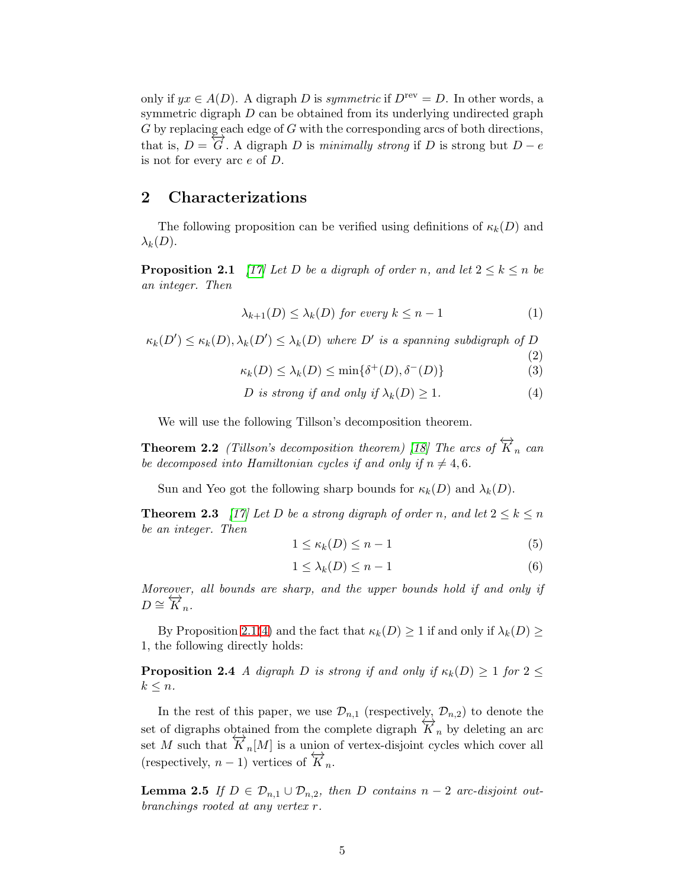only if $yx \in A(D)$. A digraph $D$ is *symmetric* if $D^{\rm rev} = D$. In other words, a symmetric digraph $D$ can be obtained from its underlying undirected graph $G$ by replacing each edge of $G$ with the corresponding arcs of both directions, that is, $D = \overleftrightarrow{G}$. A digraph $D$ is *minimally strong* if $D$ is strong but $D - e$ is not for every arc $e$ of $D$.

## 2 Characterizations

The following proposition can be verified using definitions of $\kappa_k(D)$ and $\lambda_k(D)$.

**Proposition 2.1** *[17] Let $D$ be a digraph of order $n$, and let $2 \leq k \leq n$ be an integer. Then*

$$\lambda_{k+1}(D) \leq \lambda_k(D) \text{ for every } k \leq n-1 \tag{1}$$

$$\kappa_k(D') \leq \kappa_k(D), \lambda_k(D') \leq \lambda_k(D) \text{ where } D' \text{ is a spanning subdigraph of } D \tag{2}$$

$$\kappa_k(D) \leq \lambda_k(D) \leq \min\{\delta^+(D), \delta^-(D)\} \tag{3}$$

$$D \text{ is strong if and only if } \lambda_k(D) \geq 1. \tag{4}$$

We will use the following Tillson's decomposition theorem.

**Theorem 2.2** *(Tillson's decomposition theorem) [18] The arcs of $\overleftrightarrow{K}_n$ can be decomposed into Hamiltonian cycles if and only if $n \neq 4, 6$.*

Sun and Yeo got the following sharp bounds for $\kappa_k(D)$ and $\lambda_k(D)$.

**Theorem 2.3** *[17] Let $D$ be a strong digraph of order $n$, and let $2 \leq k \leq n$ be an integer. Then*

$$1 \leq \kappa_k(D) \leq n-1 \tag{5}$$

$$1 \leq \lambda_k(D) \leq n-1 \tag{6}$$

*Moreover, all bounds are sharp, and the upper bounds hold if and only if $D \cong \overleftrightarrow{K}_n$.*

By Proposition 2.1(4) and the fact that $\kappa_k(D) \geq 1$ if and only if $\lambda_k(D) \geq 1$, the following directly holds:

**Proposition 2.4** *A digraph $D$ is strong if and only if $\kappa_k(D) \geq 1$ for $2 \leq k \leq n$.*

In the rest of this paper, we use $\mathcal{D}_{n,1}$ (respectively, $\mathcal{D}_{n,2}$) to denote the set of digraphs obtained from the complete digraph $\overleftrightarrow{K}_n$ by deleting an arc set $M$ such that $\overleftrightarrow{K}_n[M]$ is a union of vertex-disjoint cycles which cover all (respectively, $n-1$) vertices of $\overleftrightarrow{K}_n$.

**Lemma 2.5** *If $D \in \mathcal{D}_{n,1} \cup \mathcal{D}_{n,2}$, then $D$ contains $n-2$ arc-disjoint out-branchings rooted at any vertex $r$.*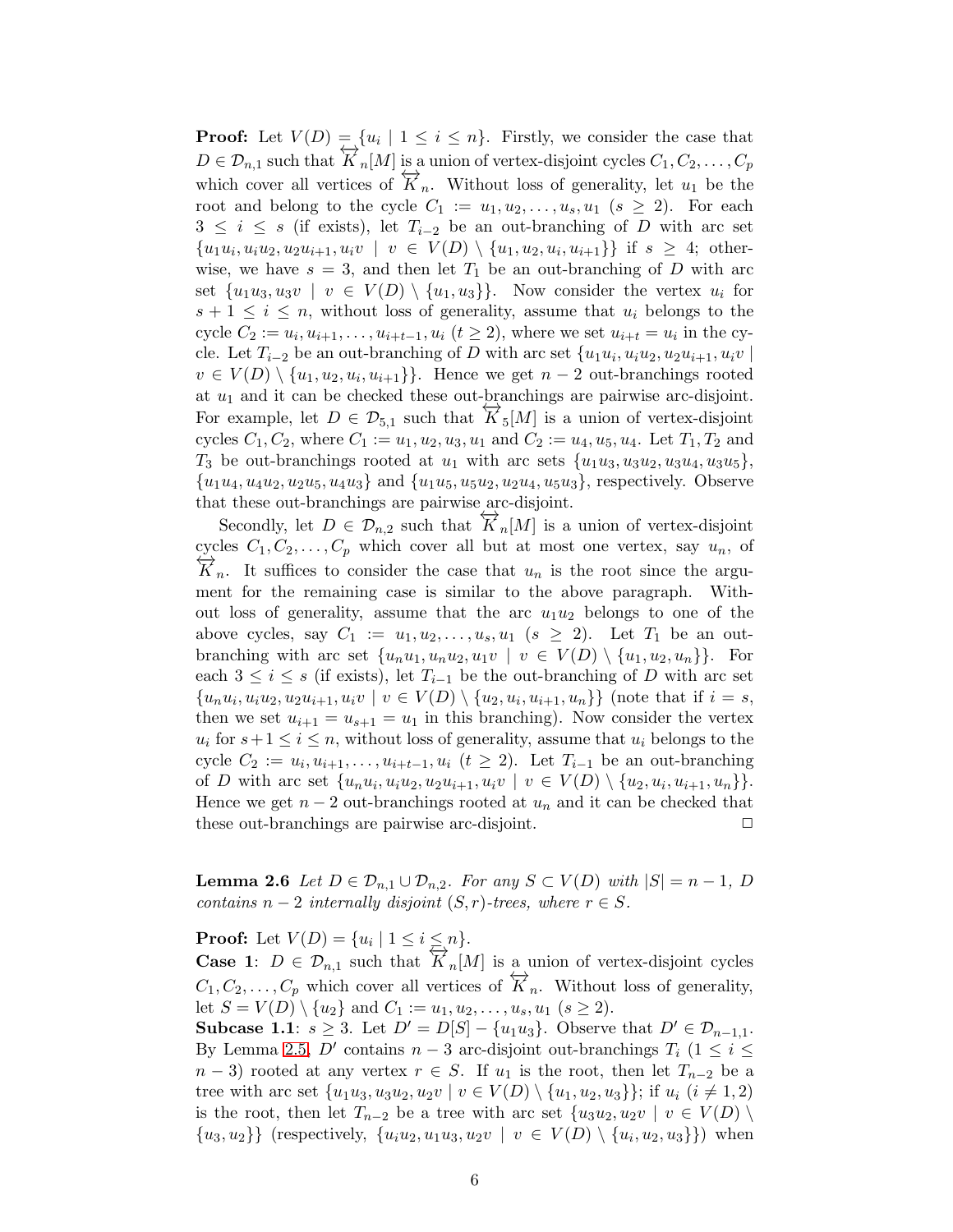**Proof:** Let $V(D) = \{u_i \mid 1 \le i \le n\}$. Firstly, we consider the case that $D \in \mathcal{D}_{n,1}$ such that $\overleftrightarrow{K}_n[M]$ is a union of vertex-disjoint cycles $C_1, C_2, \dots, C_p$ which cover all vertices of $\overleftrightarrow{K}_n$. Without loss of generality, let $u_1$ be the root and belong to the cycle $C_1 := u_1, u_2, \dots, u_s, u_1$ $(s \ge 2)$. For each $3 \le i \le s$ (if exists), let $T_{i-2}$ be an out-branching of $D$ with arc set $\{u_1u_i, u_iu_2, u_2u_{i+1}, u_iv \mid v \in V(D) \setminus \{u_1, u_2, u_i, u_{i+1}\}\}$ if $s \ge 4$; otherwise, we have $s = 3$, and then let $T_1$ be an out-branching of $D$ with arc set $\{u_1u_3, u_3v \mid v \in V(D) \setminus \{u_1, u_3\}\}$. Now consider the vertex $u_i$ for $s+1 \le i \le n$, without loss of generality, assume that $u_i$ belongs to the cycle $C_2 := u_i, u_{i+1}, \dots, u_{i+t-1}, u_i$ $(t \ge 2)$, where we set $u_{i+t} = u_i$ in the cycle. Let $T_{i-2}$ be an out-branching of $D$ with arc set $\{u_1u_i, u_iu_2, u_2u_{i+1}, u_iv \mid v \in V(D) \setminus \{u_1, u_2, u_i, u_{i+1}\}\}$. Hence we get $n-2$ out-branchings rooted at $u_1$ and it can be checked these out-branchings are pairwise arc-disjoint. For example, let $D \in \mathcal{D}_{5,1}$ such that $\overleftrightarrow{K}_5[M]$ is a union of vertex-disjoint cycles $C_1, C_2$, where $C_1 := u_1, u_2, u_3, u_1$ and $C_2 := u_4, u_5, u_4$. Let $T_1, T_2$ and $T_3$ be out-branchings rooted at $u_1$ with arc sets $\{u_1u_3, u_3u_2, u_3u_4, u_3u_5\}$, $\{u_1u_4, u_4u_2, u_2u_5, u_4u_3\}$ and $\{u_1u_5, u_5u_2, u_2u_4, u_5u_3\}$, respectively. Observe that these out-branchings are pairwise arc-disjoint.

Secondly, let $D \in \mathcal{D}_{n,2}$ such that $\overleftrightarrow{K}_n[M]$ is a union of vertex-disjoint cycles $C_1, C_2, \dots, C_p$ which cover all but at most one vertex, say $u_n$, of $\overleftrightarrow{K}_n$. It suffices to consider the case that $u_n$ is the root since the argument for the remaining case is similar to the above paragraph. Without loss of generality, assume that the arc $u_1u_2$ belongs to one of the above cycles, say $C_1 := u_1, u_2, \dots, u_s, u_1$ $(s \ge 2)$. Let $T_1$ be an out-branching with arc set $\{u_nu_1, u_nu_2, u_1v \mid v \in V(D) \setminus \{u_1, u_2, u_n\}\}$. For each $3 \le i \le s$ (if exists), let $T_{i-1}$ be the out-branching of $D$ with arc set $\{u_nu_i, u_iu_2, u_2u_{i+1}, u_iv \mid v \in V(D) \setminus \{u_2, u_i, u_{i+1}, u_n\}\}$ (note that if $i = s$, then we set $u_{i+1} = u_{s+1} = u_1$ in this branching). Now consider the vertex $u_i$ for $s+1 \le i \le n$, without loss of generality, assume that $u_i$ belongs to the cycle $C_2 := u_i, u_{i+1}, \dots, u_{i+t-1}, u_i$ $(t \ge 2)$. Let $T_{i-1}$ be an out-branching of $D$ with arc set $\{u_nu_i, u_iu_2, u_2u_{i+1}, u_iv \mid v \in V(D) \setminus \{u_2, u_i, u_{i+1}, u_n\}\}$. Hence we get $n-2$ out-branchings rooted at $u_n$ and it can be checked that these out-branchings are pairwise arc-disjoint. $\Box$

**Lemma 2.6** *Let $D \in \mathcal{D}_{n,1} \cup \mathcal{D}_{n,2}$. For any $S \subset V(D)$ with $|S| = n-1$, $D$ contains $n-2$ internally disjoint $(S, r)$-trees, where $r \in S$.*

**Proof:** Let $V(D) = \{u_i \mid 1 \le i \le n\}$.

**Case 1**: $D \in \mathcal{D}_{n,1}$ such that $\overleftrightarrow{K}_n[M]$ is a union of vertex-disjoint cycles $C_1, C_2, \dots, C_p$ which cover all vertices of $\overleftrightarrow{K}_n$. Without loss of generality, let $S = V(D) \setminus \{u_2\}$ and $C_1 := u_1, u_2, \dots, u_s, u_1$ $(s \ge 2)$.

**Subcase 1.1**: $s \ge 3$. Let $D' = D[S] - \{u_1u_3\}$. Observe that $D' \in \mathcal{D}_{n-1,1}$. By Lemma 2.5, $D'$ contains $n-3$ arc-disjoint out-branchings $T_i$ $(1 \le i \le n-3)$ rooted at any vertex $r \in S$. If $u_1$ is the root, then let $T_{n-2}$ be a tree with arc set $\{u_1u_3, u_3u_2, u_2v \mid v \in V(D) \setminus \{u_1, u_2, u_3\}\}$; if $u_i$ $(i \ne 1, 2)$ is the root, then let $T_{n-2}$ be a tree with arc set $\{u_3u_2, u_2v \mid v \in V(D) \setminus \{u_3, u_2\}\}$ (respectively, $\{u_iu_2, u_1u_3, u_2v \mid v \in V(D) \setminus \{u_i, u_2, u_3\}\}$) when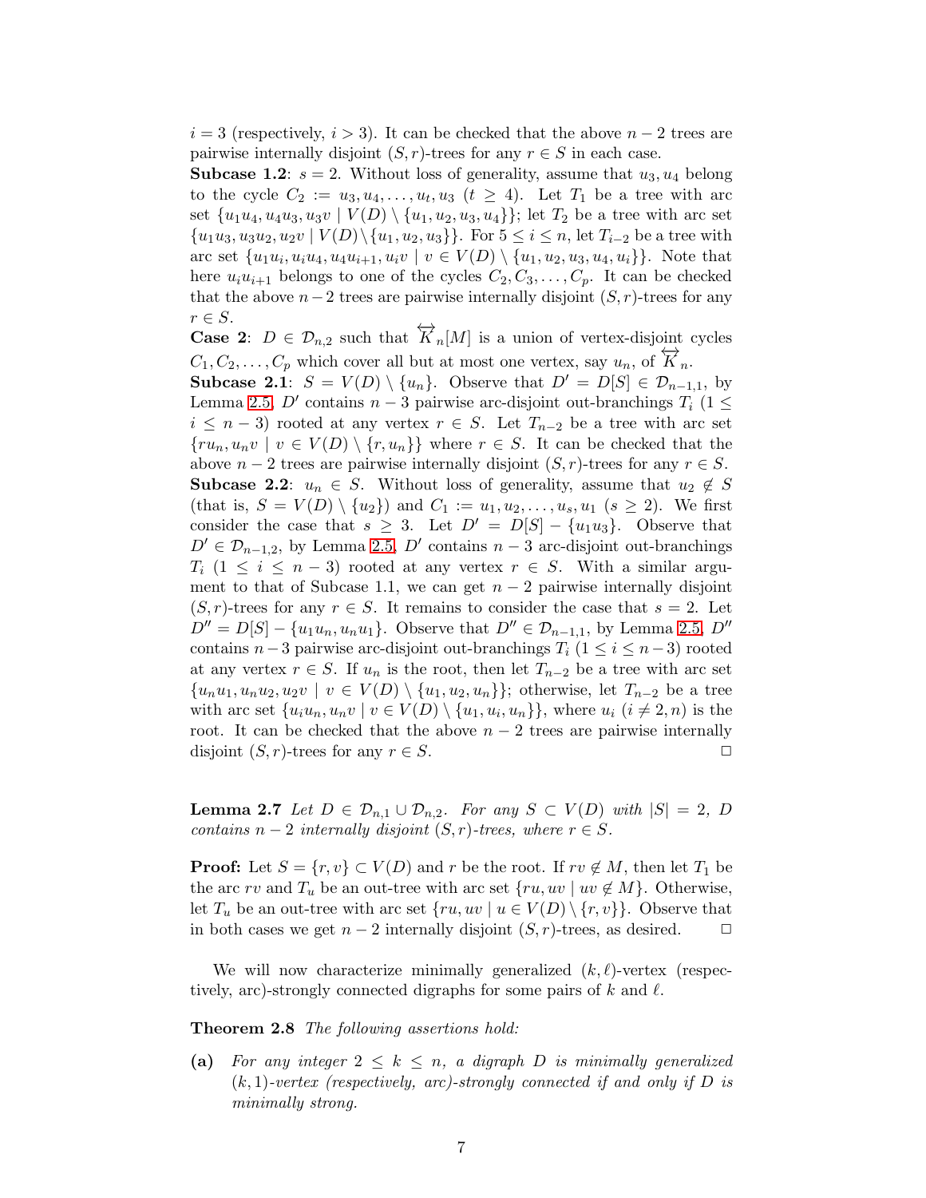$i = 3$ (respectively, $i > 3$). It can be checked that the above $n-2$ trees are pairwise internally disjoint $(S, r)$-trees for any $r \in S$ in each case.

**Subcase 1.2**: $s = 2$. Without loss of generality, assume that $u_3, u_4$ belong to the cycle $C_2 := u_3, u_4, \dots, u_t, u_3$ ($t \geq 4$). Let $T_1$ be a tree with arc set $\{u_1u_4, u_4u_3, u_3v \mid V(D) \setminus \{u_1, u_2, u_3, u_4\}\}$; let $T_2$ be a tree with arc set $\{u_1u_3, u_3u_2, u_2v \mid V(D) \setminus \{u_1, u_2, u_3\}\}$. For $5 \leq i \leq n$, let $T_{i-2}$ be a tree with arc set $\{u_1u_i, u_iu_4, u_4u_{i+1}, u_iv \mid v \in V(D) \setminus \{u_1, u_2, u_3, u_4, u_i\}\}$. Note that here $u_iu_{i+1}$ belongs to one of the cycles $C_2, C_3, \dots, C_p$. It can be checked that the above $n-2$ trees are pairwise internally disjoint $(S, r)$-trees for any $r \in S$.

**Case 2**: $D \in \mathcal{D}_{n,2}$ such that $\overleftrightarrow{K}_n[M]$ is a union of vertex-disjoint cycles $C_1, C_2, \dots, C_p$ which cover all but at most one vertex, say $u_n$, of $\overleftrightarrow{K}_n$.

**Subcase 2.1**: $S = V(D) \setminus \{u_n\}$. Observe that $D' = D[S] \in \mathcal{D}_{n-1,1}$, by Lemma 2.5, $D'$ contains $n-3$ pairwise arc-disjoint out-branchings $T_i$ ($1 \leq i \leq n-3$) rooted at any vertex $r \in S$. Let $T_{n-2}$ be a tree with arc set $\{ru_n, u_nv \mid v \in V(D) \setminus \{r, u_n\}\}$ where $r \in S$. It can be checked that the above $n-2$ trees are pairwise internally disjoint $(S, r)$-trees for any $r \in S$.

**Subcase 2.2**: $u_n \in S$. Without loss of generality, assume that $u_2 \notin S$ (that is, $S = V(D) \setminus \{u_2\}$) and $C_1 := u_1, u_2, \dots, u_s, u_1$ ($s \geq 2$). We first consider the case that $s \geq 3$. Let $D' = D[S] - \{u_1u_3\}$. Observe that $D' \in \mathcal{D}_{n-1,2}$, by Lemma 2.5, $D'$ contains $n-3$ arc-disjoint out-branchings $T_i$ ($1 \leq i \leq n-3$) rooted at any vertex $r \in S$. With a similar argument to that of Subcase 1.1, we can get $n-2$ pairwise internally disjoint $(S, r)$-trees for any $r \in S$. It remains to consider the case that $s = 2$. Let $D'' = D[S] - \{u_1u_n, u_nu_1\}$. Observe that $D'' \in \mathcal{D}_{n-1,1}$, by Lemma 2.5, $D''$ contains $n-3$ pairwise arc-disjoint out-branchings $T_i$ ($1 \leq i \leq n-3$) rooted at any vertex $r \in S$. If $u_n$ is the root, then let $T_{n-2}$ be a tree with arc set $\{u_nu_1, u_nu_2, u_2v \mid v \in V(D) \setminus \{u_1, u_2, u_n\}\}$; otherwise, let $T_{n-2}$ be a tree with arc set $\{u_iu_n, u_nv \mid v \in V(D) \setminus \{u_1, u_i, u_n\}\}$, where $u_i$ ($i \neq 2, n$) is the root. It can be checked that the above $n-2$ trees are pairwise internally disjoint $(S, r)$-trees for any $r \in S$. $\Box$

**Lemma 2.7** *Let $D \in \mathcal{D}_{n,1} \cup \mathcal{D}_{n,2}$. For any $S \subset V(D)$ with $|S| = 2$, $D$ contains $n-2$ internally disjoint $(S, r)$-trees, where $r \in S$.*

**Proof:** Let $S = \{r, v\} \subset V(D)$ and $r$ be the root. If $rv \notin M$, then let $T_1$ be the arc $rv$ and $T_u$ be an out-tree with arc set $\{ru, uv \mid uv \notin M\}$. Otherwise, let $T_u$ be an out-tree with arc set $\{ru, uv \mid u \in V(D) \setminus \{r, v\}\}$. Observe that in both cases we get $n-2$ internally disjoint $(S, r)$-trees, as desired. $\Box$

We will now characterize minimally generalized $(k, \ell)$-vertex (respectively, arc)-strongly connected digraphs for some pairs of $k$ and $\ell$.

**Theorem 2.8** *The following assertions hold:*

- **(a)** *For any integer $2 \leq k \leq n$, a digraph $D$ is minimally generalized $(k, 1)$-vertex (respectively, arc)-strongly connected if and only if $D$ is minimally strong.*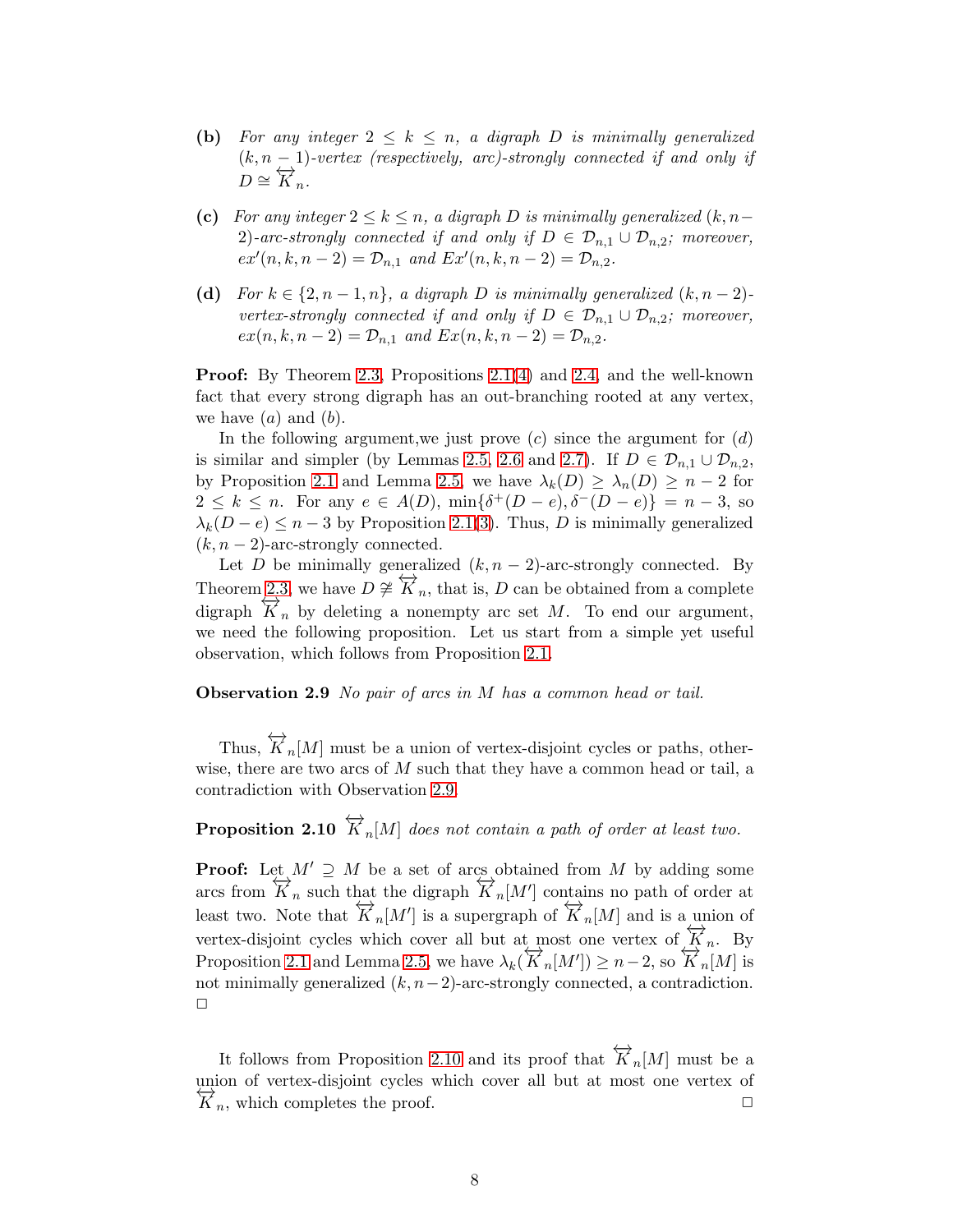**(b)** *For any integer $2 \le k \le n$, a digraph $D$ is minimally generalized $(k, n-1)$-vertex (respectively, arc)-strongly connected if and only if $D \cong \overleftrightarrow{K}_n$.*

**(c)** *For any integer $2 \le k \le n$, a digraph $D$ is minimally generalized $(k, n-2)$-arc-strongly connected if and only if $D \in \mathcal{D}_{n,1} \cup \mathcal{D}_{n,2}$; moreover, $ex'(n, k, n-2) = \mathcal{D}_{n,1}$ and $Ex'(n, k, n-2) = \mathcal{D}_{n,2}$.*

**(d)** *For $k \in \{2, n-1, n\}$, a digraph $D$ is minimally generalized $(k, n-2)$-vertex-strongly connected if and only if $D \in \mathcal{D}_{n,1} \cup \mathcal{D}_{n,2}$; moreover, $ex(n, k, n-2) = \mathcal{D}_{n,1}$ and $Ex(n, k, n-2) = \mathcal{D}_{n,2}$.*

**Proof:** By Theorem 2.3, Propositions 2.1(4) and 2.4, and the well-known fact that every strong digraph has an out-branching rooted at any vertex, we have $(a)$ and $(b)$.

In the following argument,we just prove $(c)$ since the argument for $(d)$ is similar and simpler (by Lemmas 2.5, 2.6 and 2.7). If $D \in \mathcal{D}_{n,1} \cup \mathcal{D}_{n,2}$, by Proposition 2.1 and Lemma 2.5, we have $\lambda_k(D) \ge \lambda_n(D) \ge n-2$ for $2 \le k \le n$. For any $e \in A(D)$, $\min\{\delta^+(D-e), \delta^-(D-e)\} = n-3$, so $\lambda_k(D-e) \le n-3$ by Proposition 2.1(3). Thus, $D$ is minimally generalized $(k, n-2)$-arc-strongly connected.

Let $D$ be minimally generalized $(k, n-2)$-arc-strongly connected. By Theorem 2.3, we have $D \ncong \overleftrightarrow{K}_n$, that is, $D$ can be obtained from a complete digraph $\overleftrightarrow{K}_n$ by deleting a nonempty arc set $M$. To end our argument, we need the following proposition. Let us start from a simple yet useful observation, which follows from Proposition 2.1.

**Observation 2.9** *No pair of arcs in $M$ has a common head or tail.*

Thus, $\overleftrightarrow{K}_n[M]$ must be a union of vertex-disjoint cycles or paths, otherwise, there are two arcs of $M$ such that they have a common head or tail, a contradiction with Observation 2.9.

**Proposition 2.10** *$\overleftrightarrow{K}_n[M]$ does not contain a path of order at least two.*

**Proof:** Let $M' \supseteq M$ be a set of arcs obtained from $M$ by adding some arcs from $\overleftrightarrow{K}_n$ such that the digraph $\overleftrightarrow{K}_n[M']$ contains no path of order at least two. Note that $\overleftrightarrow{K}_n[M']$ is a supergraph of $\overleftrightarrow{K}_n[M]$ and is a union of vertex-disjoint cycles which cover all but at most one vertex of $\overleftrightarrow{K}_n$. By Proposition 2.1 and Lemma 2.5, we have $\lambda_k(\overleftrightarrow{K}_n[M']) \ge n-2$, so $\overleftrightarrow{K}_n[M]$ is not minimally generalized $(k, n-2)$-arc-strongly connected, a contradiction. $\Box$

It follows from Proposition 2.10 and its proof that $\overleftrightarrow{K}_n[M]$ must be a union of vertex-disjoint cycles which cover all but at most one vertex of $\overleftrightarrow{K}_n$, which completes the proof. $\Box$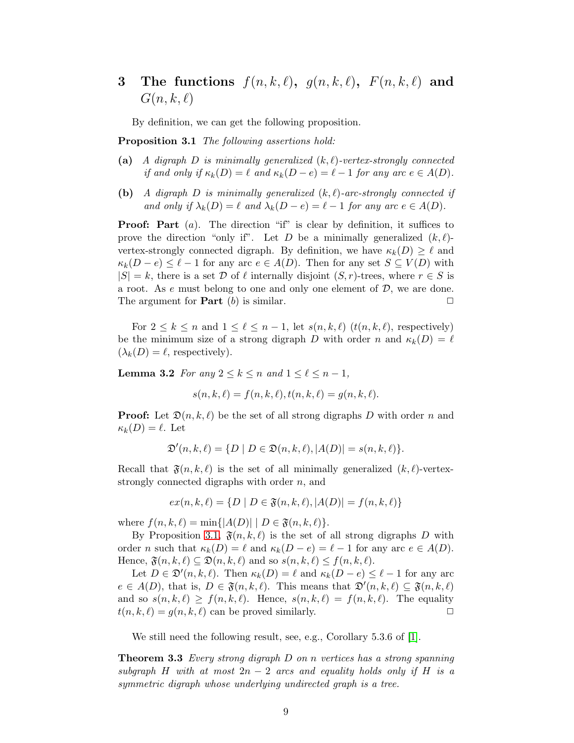## 3 The functions $f(n,k,\ell)$, $g(n,k,\ell)$, $F(n,k,\ell)$ and $G(n,k,\ell)$

By definition, we can get the following proposition.

**Proposition 3.1** *The following assertions hold:*

**(a)** *A digraph $D$ is minimally generalized $(k,\ell)$-vertex-strongly connected if and only if $\kappa_k(D)=\ell$ and $\kappa_k(D-e)=\ell-1$ for any arc $e\in A(D)$.*

**(b)** *A digraph $D$ is minimally generalized $(k,\ell)$-arc-strongly connected if and only if $\lambda_k(D)=\ell$ and $\lambda_k(D-e)=\ell-1$ for any arc $e\in A(D)$.*

**Proof: Part** $(a)$. The direction "if" is clear by definition, it suffices to prove the direction "only if". Let $D$ be a minimally generalized $(k,\ell)$-vertex-strongly connected digraph. By definition, we have $\kappa_k(D)\geq \ell$ and $\kappa_k(D-e)\leq \ell-1$ for any arc $e\in A(D)$. Then for any set $S\subseteq V(D)$ with $|S|=k$, there is a set $\mathcal{D}$ of $\ell$ internally disjoint $(S,r)$-trees, where $r\in S$ is a root. As $e$ must belong to one and only one element of $\mathcal{D}$, we are done. The argument for **Part** $(b)$ is similar. □

For $2\leq k\leq n$ and $1\leq \ell\leq n-1$, let $s(n,k,\ell)$ ($t(n,k,\ell)$, respectively) be the minimum size of a strong digraph $D$ with order $n$ and $\kappa_k(D)=\ell$ ($\lambda_k(D)=\ell$, respectively).

**Lemma 3.2** *For any $2\leq k\leq n$ and $1\leq \ell\leq n-1$,*

$$s(n,k,\ell)=f(n,k,\ell), t(n,k,\ell)=g(n,k,\ell).$$

**Proof:** Let $\mathfrak{D}(n,k,\ell)$ be the set of all strong digraphs $D$ with order $n$ and $\kappa_k(D)=\ell$. Let

$$\mathfrak{D}'(n,k,\ell)=\{D\mid D\in \mathfrak{D}(n,k,\ell), |A(D)|=s(n,k,\ell)\}.$$

Recall that $\mathfrak{F}(n,k,\ell)$ is the set of all minimally generalized $(k,\ell)$-vertex-strongly connected digraphs with order $n$, and

$$ex(n,k,\ell)=\{D\mid D\in \mathfrak{F}(n,k,\ell), |A(D)|=f(n,k,\ell)\}$$

where $f(n,k,\ell)=\min\{|A(D)|\mid D\in \mathfrak{F}(n,k,\ell)\}$.

By Proposition 3.1, $\mathfrak{F}(n,k,\ell)$ is the set of all strong digraphs $D$ with order $n$ such that $\kappa_k(D)=\ell$ and $\kappa_k(D-e)=\ell-1$ for any arc $e\in A(D)$. Hence, $\mathfrak{F}(n,k,\ell)\subseteq \mathfrak{D}(n,k,\ell)$ and so $s(n,k,\ell)\leq f(n,k,\ell)$.

Let $D\in \mathfrak{D}'(n,k,\ell)$. Then $\kappa_k(D)=\ell$ and $\kappa_k(D-e)\leq \ell-1$ for any arc $e\in A(D)$, that is, $D\in \mathfrak{F}(n,k,\ell)$. This means that $\mathfrak{D}'(n,k,\ell)\subseteq \mathfrak{F}(n,k,\ell)$ and so $s(n,k,\ell)\geq f(n,k,\ell)$. Hence, $s(n,k,\ell)=f(n,k,\ell)$. The equality $t(n,k,\ell)=g(n,k,\ell)$ can be proved similarly. □

We still need the following result, see, e.g., Corollary 5.3.6 of [1].

**Theorem 3.3** *Every strong digraph $D$ on $n$ vertices has a strong spanning subgraph $H$ with at most $2n-2$ arcs and equality holds only if $H$ is a symmetric digraph whose underlying undirected graph is a tree.*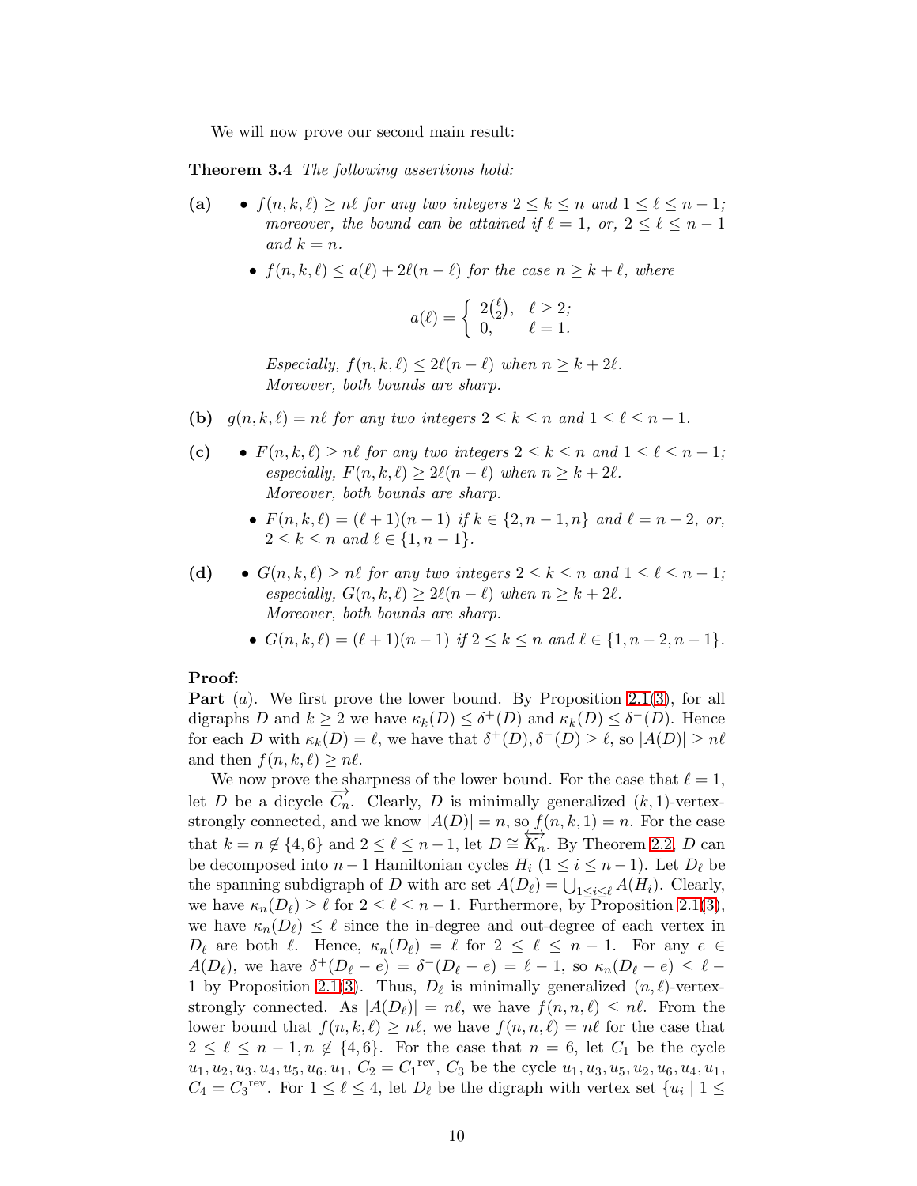We will now prove our second main result:

**Theorem 3.4** *The following assertions hold:*

**(a)**
- *$f(n,k,\ell) \geq n\ell$ for any two integers $2 \leq k \leq n$ and $1 \leq \ell \leq n-1$; moreover, the bound can be attained if $\ell = 1$, or, $2 \leq \ell \leq n-1$ and $k = n$.*
- *$f(n,k,\ell) \leq a(\ell) + 2\ell(n-\ell)$ for the case $n \geq k+\ell$, where*

$$a(\ell) = \begin{cases} 2\binom{\ell}{2}, & \ell \geq 2; \\ 0, & \ell = 1. \end{cases}$$

  *Especially, $f(n,k,\ell) \leq 2\ell(n-\ell)$ when $n \geq k+2\ell$. Moreover, both bounds are sharp.*

**(b)** *$g(n,k,\ell) = n\ell$ for any two integers $2 \leq k \leq n$ and $1 \leq \ell \leq n-1$.*

**(c)**
- *$F(n,k,\ell) \geq n\ell$ for any two integers $2 \leq k \leq n$ and $1 \leq \ell \leq n-1$; especially, $F(n,k,\ell) \geq 2\ell(n-\ell)$ when $n \geq k+2\ell$. Moreover, both bounds are sharp.*
- *$F(n,k,\ell) = (\ell+1)(n-1)$ if $k \in \{2, n-1, n\}$ and $\ell = n-2$, or, $2 \leq k \leq n$ and $\ell \in \{1, n-1\}$.*

**(d)**
- *$G(n,k,\ell) \geq n\ell$ for any two integers $2 \leq k \leq n$ and $1 \leq \ell \leq n-1$; especially, $G(n,k,\ell) \geq 2\ell(n-\ell)$ when $n \geq k+2\ell$. Moreover, both bounds are sharp.*
- *$G(n,k,\ell) = (\ell+1)(n-1)$ if $2 \leq k \leq n$ and $\ell \in \{1, n-2, n-1\}$.*

**Proof:**
**Part** $(a)$. We first prove the lower bound. By Proposition 2.1(3), for all digraphs $D$ and $k \geq 2$ we have $\kappa_k(D) \leq \delta^+(D)$ and $\kappa_k(D) \leq \delta^-(D)$. Hence for each $D$ with $\kappa_k(D) = \ell$, we have that $\delta^+(D), \delta^-(D) \geq \ell$, so $|A(D)| \geq n\ell$ and then $f(n,k,\ell) \geq n\ell$.

We now prove the sharpness of the lower bound. For the case that $\ell = 1$, let $D$ be a dicycle $\overrightarrow{C_n}$. Clearly, $D$ is minimally generalized $(k,1)$-vertex-strongly connected, and we know $|A(D)| = n$, so $f(n,k,1) = n$. For the case that $k = n \notin \{4,6\}$ and $2 \leq \ell \leq n-1$, let $D \cong \overleftrightarrow{K}_n$. By Theorem 2.2, $D$ can be decomposed into $n-1$ Hamiltonian cycles $H_i$ $(1 \leq i \leq n-1)$. Let $D_\ell$ be the spanning subdigraph of $D$ with arc set $A(D_\ell) = \bigcup_{1 \leq i \leq \ell} A(H_i)$. Clearly, we have $\kappa_n(D_\ell) \geq \ell$ for $2 \leq \ell \leq n-1$. Furthermore, by Proposition 2.1(3), we have $\kappa_n(D_\ell) \leq \ell$ since the in-degree and out-degree of each vertex in $D_\ell$ are both $\ell$. Hence, $\kappa_n(D_\ell) = \ell$ for $2 \leq \ell \leq n-1$. For any $e \in A(D_\ell)$, we have $\delta^+(D_\ell - e) = \delta^-(D_\ell - e) = \ell - 1$, so $\kappa_n(D_\ell - e) \leq \ell - 1$ by Proposition 2.1(3). Thus, $D_\ell$ is minimally generalized $(n,\ell)$-vertex-strongly connected. As $|A(D_\ell)| = n\ell$, we have $f(n,n,\ell) \leq n\ell$. From the lower bound that $f(n,k,\ell) \geq n\ell$, we have $f(n,n,\ell) = n\ell$ for the case that $2 \leq \ell \leq n-1, n \notin \{4,6\}$. For the case that $n = 6$, let $C_1$ be the cycle $u_1, u_2, u_3, u_4, u_5, u_6, u_1$, $C_2 = {C_1}^{\text{rev}}$, $C_3$ be the cycle $u_1, u_3, u_5, u_2, u_6, u_4, u_1$, $C_4 = {C_3}^{\text{rev}}$. For $1 \leq \ell \leq 4$, let $D_\ell$ be the digraph with vertex set $\{u_i \mid 1 \leq$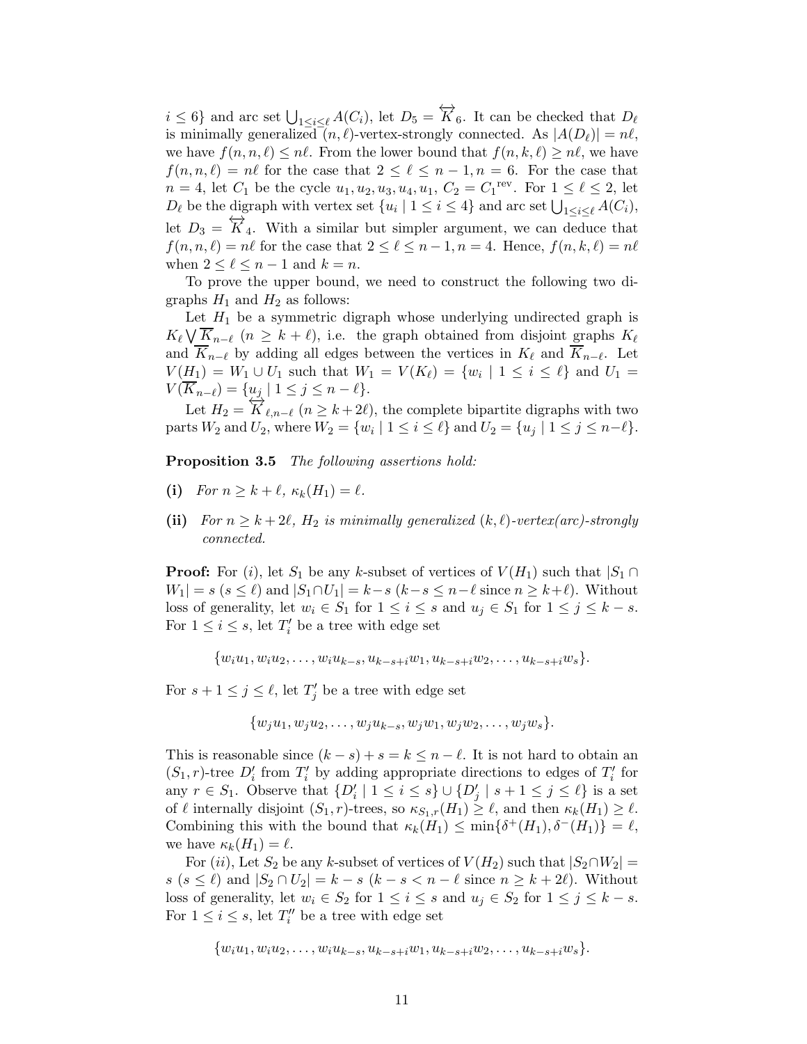$i \leq 6\}$ and arc set $\bigcup_{1\leq i\leq \ell} A(C_i)$, let $D_5 = \overleftrightarrow{K}_6$. It can be checked that $D_\ell$ is minimally generalized $(n, \ell)$-vertex-strongly connected. As $|A(D_\ell)| = n\ell$, we have $f(n, n, \ell) \leq n\ell$. From the lower bound that $f(n, k, \ell) \geq n\ell$, we have $f(n, n, \ell) = n\ell$ for the case that $2 \leq \ell \leq n-1, n = 6$. For the case that $n = 4$, let $C_1$ be the cycle $u_1, u_2, u_3, u_4, u_1$, $C_2 = {C_1}^{\text{rev}}$. For $1 \leq \ell \leq 2$, let $D_\ell$ be the digraph with vertex set $\{u_i \mid 1 \leq i \leq 4\}$ and arc set $\bigcup_{1\leq i\leq \ell} A(C_i)$, let $D_3 = \overleftrightarrow{K}_4$. With a similar but simpler argument, we can deduce that $f(n, n, \ell) = n\ell$ for the case that $2 \leq \ell \leq n-1, n = 4$. Hence, $f(n, k, \ell) = n\ell$ when $2 \leq \ell \leq n-1$ and $k = n$.

To prove the upper bound, we need to construct the following two digraphs $H_1$ and $H_2$ as follows:

Let $H_1$ be a symmetric digraph whose underlying undirected graph is $K_\ell \bigvee \overline{K}_{n-\ell}$ $(n \geq k+\ell)$, i.e. the graph obtained from disjoint graphs $K_\ell$ and $\overline{K}_{n-\ell}$ by adding all edges between the vertices in $K_\ell$ and $\overline{K}_{n-\ell}$. Let $V(H_1) = W_1 \cup U_1$ such that $W_1 = V(K_\ell) = \{w_i \mid 1 \leq i \leq \ell\}$ and $U_1 = V(\overline{K}_{n-\ell}) = \{u_j \mid 1 \leq j \leq n-\ell\}$.

Let $H_2 = \overleftrightarrow{K}_{\ell,n-\ell}$ $(n \geq k+2\ell)$, the complete bipartite digraphs with two parts $W_2$ and $U_2$, where $W_2 = \{w_i \mid 1 \leq i \leq \ell\}$ and $U_2 = \{u_j \mid 1 \leq j \leq n-\ell\}$.

**Proposition 3.5** *The following assertions hold:*

**(i)** *For $n \geq k+\ell$, $\kappa_k(H_1) = \ell$.*

**(ii)** *For $n \geq k+2\ell$, $H_2$ is minimally generalized $(k, \ell)$-vertex(arc)-strongly connected.*

**Proof:** For $(i)$, let $S_1$ be any $k$-subset of vertices of $V(H_1)$ such that $|S_1 \cap W_1| = s$ $(s \leq \ell)$ and $|S_1 \cap U_1| = k-s$ $(k-s \leq n-\ell$ since $n \geq k+\ell)$. Without loss of generality, let $w_i \in S_1$ for $1 \leq i \leq s$ and $u_j \in S_1$ for $1 \leq j \leq k-s$. For $1 \leq i \leq s$, let $T'_i$ be a tree with edge set

$$\{w_iu_1, w_iu_2, \ldots, w_iu_{k-s}, u_{k-s+i}w_1, u_{k-s+i}w_2, \ldots, u_{k-s+i}w_s\}.$$

For $s+1 \leq j \leq \ell$, let $T'_j$ be a tree with edge set

$$\{w_ju_1, w_ju_2, \ldots, w_ju_{k-s}, w_jw_1, w_jw_2, \ldots, w_jw_s\}.$$

This is reasonable since $(k-s)+s = k \leq n-\ell$. It is not hard to obtain an $(S_1, r)$-tree $D'_i$ from $T'_i$ by adding appropriate directions to edges of $T'_i$ for any $r \in S_1$. Observe that $\{D'_i \mid 1 \leq i \leq s\} \cup \{D'_j \mid s+1 \leq j \leq \ell\}$ is a set of $\ell$ internally disjoint $(S_1, r)$-trees, so $\kappa_{S_1,r}(H_1) \geq \ell$, and then $\kappa_k(H_1) \geq \ell$. Combining this with the bound that $\kappa_k(H_1) \leq \min\{\delta^+(H_1), \delta^-(H_1)\} = \ell$, we have $\kappa_k(H_1) = \ell$.

For $(ii)$, Let $S_2$ be any $k$-subset of vertices of $V(H_2)$ such that $|S_2 \cap W_2| = s$ $(s \leq \ell)$ and $|S_2 \cap U_2| = k-s$ $(k-s < n-\ell$ since $n \geq k+2\ell)$. Without loss of generality, let $w_i \in S_2$ for $1 \leq i \leq s$ and $u_j \in S_2$ for $1 \leq j \leq k-s$. For $1 \leq i \leq s$, let $T''_i$ be a tree with edge set

$$\{w_iu_1, w_iu_2, \ldots, w_iu_{k-s}, u_{k-s+i}w_1, u_{k-s+i}w_2, \ldots, u_{k-s+i}w_s\}.$$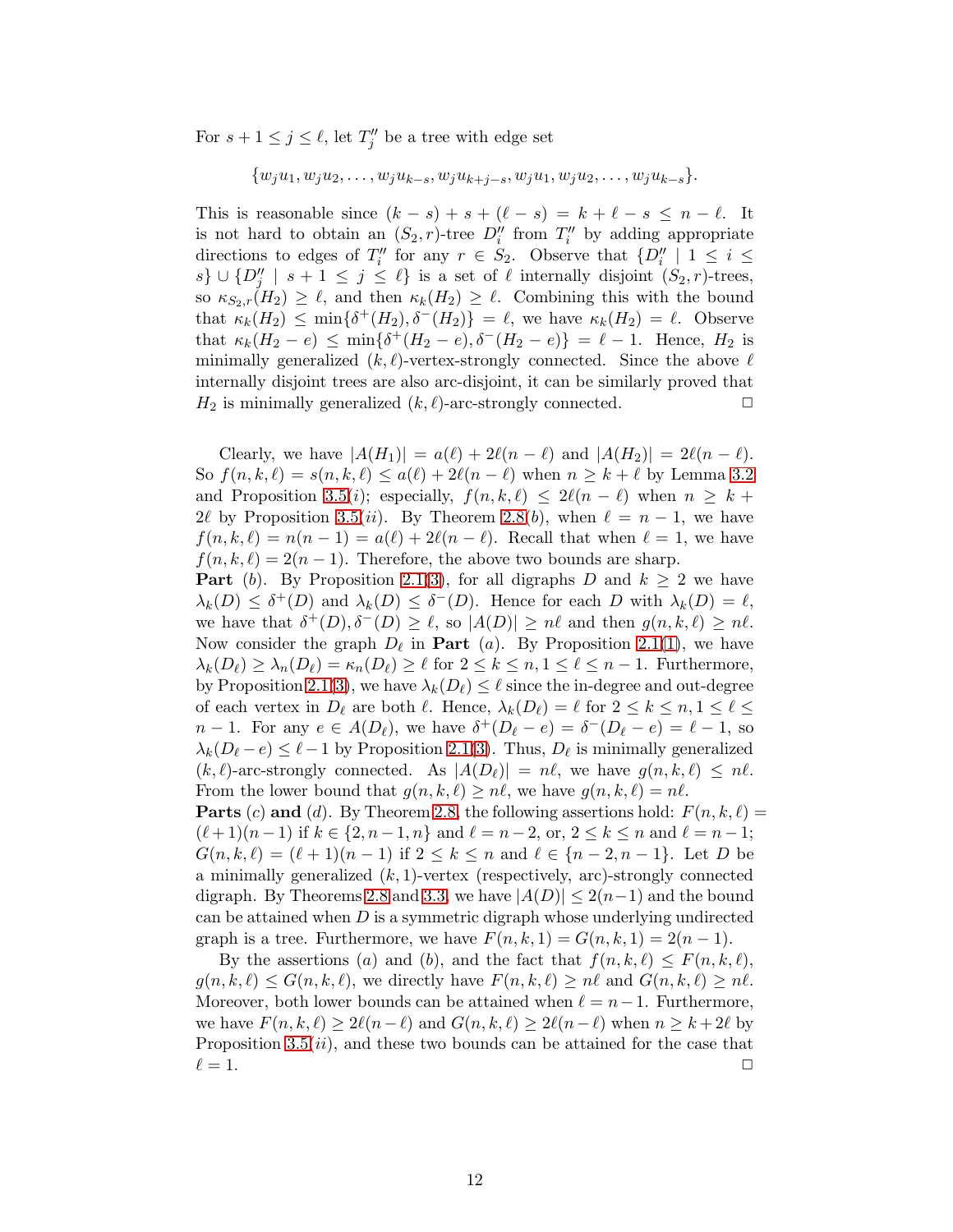For $s+1 \leq j \leq \ell$, let $T''_j$ be a tree with edge set

$$\{w_j u_1, w_j u_2, \ldots, w_j u_{k-s}, w_j u_{k+j-s}, w_j u_1, w_j u_2, \ldots, w_j u_{k-s}\}.$$

This is reasonable since $(k-s)+s+(\ell-s) = k+\ell-s \leq n-\ell$. It is not hard to obtain an $(S_2, r)$-tree $D''_i$ from $T''_i$ by adding appropriate directions to edges of $T''_i$ for any $r \in S_2$. Observe that $\{D''_i \mid 1 \leq i \leq s\} \cup \{D''_j \mid s+1 \leq j \leq \ell\}$ is a set of $\ell$ internally disjoint $(S_2, r)$-trees, so $\kappa_{S_2,r}(H_2) \geq \ell$, and then $\kappa_k(H_2) \geq \ell$. Combining this with the bound that $\kappa_k(H_2) \leq \min\{\delta^+(H_2), \delta^-(H_2)\} = \ell$, we have $\kappa_k(H_2) = \ell$. Observe that $\kappa_k(H_2 - e) \leq \min\{\delta^+(H_2 - e), \delta^-(H_2 - e)\} = \ell - 1$. Hence, $H_2$ is minimally generalized $(k, \ell)$-vertex-strongly connected. Since the above $\ell$ internally disjoint trees are also arc-disjoint, it can be similarly proved that $H_2$ is minimally generalized $(k, \ell)$-arc-strongly connected. □

Clearly, we have $|A(H_1)| = a(\ell) + 2\ell(n-\ell)$ and $|A(H_2)| = 2\ell(n-\ell)$. So $f(n,k,\ell) = s(n,k,\ell) \leq a(\ell) + 2\ell(n-\ell)$ when $n \geq k+\ell$ by Lemma 3.2 and Proposition 3.5$(i)$; especially, $f(n,k,\ell) \leq 2\ell(n-\ell)$ when $n \geq k + 2\ell$ by Proposition 3.5$(ii)$. By Theorem 2.8$(b)$, when $\ell = n-1$, we have $f(n,k,\ell) = n(n-1) = a(\ell) + 2\ell(n-\ell)$. Recall that when $\ell = 1$, we have $f(n,k,\ell) = 2(n-1)$. Therefore, the above two bounds are sharp.

**Part** $(b)$. By Proposition 2.1(3), for all digraphs $D$ and $k \geq 2$ we have $\lambda_k(D) \leq \delta^+(D)$ and $\lambda_k(D) \leq \delta^-(D)$. Hence for each $D$ with $\lambda_k(D) = \ell$, we have that $\delta^+(D), \delta^-(D) \geq \ell$, so $|A(D)| \geq n\ell$ and then $g(n,k,\ell) \geq n\ell$. Now consider the graph $D_\ell$ in **Part** $(a)$. By Proposition 2.1(1), we have $\lambda_k(D_\ell) \geq \lambda_n(D_\ell) = \kappa_n(D_\ell) \geq \ell$ for $2 \leq k \leq n, 1 \leq \ell \leq n-1$. Furthermore, by Proposition 2.1(3), we have $\lambda_k(D_\ell) \leq \ell$ since the in-degree and out-degree of each vertex in $D_\ell$ are both $\ell$. Hence, $\lambda_k(D_\ell) = \ell$ for $2 \leq k \leq n, 1 \leq \ell \leq n-1$. For any $e \in A(D_\ell)$, we have $\delta^+(D_\ell - e) = \delta^-(D_\ell - e) = \ell - 1$, so $\lambda_k(D_\ell - e) \leq \ell - 1$ by Proposition 2.1(3). Thus, $D_\ell$ is minimally generalized $(k,\ell)$-arc-strongly connected. As $|A(D_\ell)| = n\ell$, we have $g(n,k,\ell) \leq n\ell$. From the lower bound that $g(n,k,\ell) \geq n\ell$, we have $g(n,k,\ell) = n\ell$.

**Parts** $(c)$ **and** $(d)$. By Theorem 2.8, the following assertions hold: $F(n,k,\ell) = (\ell+1)(n-1)$ if $k \in \{2, n-1, n\}$ and $\ell = n-2$, or, $2 \leq k \leq n$ and $\ell = n-1$; $G(n,k,\ell) = (\ell+1)(n-1)$ if $2 \leq k \leq n$ and $\ell \in \{n-2, n-1\}$. Let $D$ be a minimally generalized $(k,1)$-vertex (respectively, arc)-strongly connected digraph. By Theorems 2.8 and 3.3, we have $|A(D)| \leq 2(n-1)$ and the bound can be attained when $D$ is a symmetric digraph whose underlying undirected graph is a tree. Furthermore, we have $F(n,k,1) = G(n,k,1) = 2(n-1)$.

By the assertions $(a)$ and $(b)$, and the fact that $f(n,k,\ell) \leq F(n,k,\ell)$, $g(n,k,\ell) \leq G(n,k,\ell)$, we directly have $F(n,k,\ell) \geq n\ell$ and $G(n,k,\ell) \geq n\ell$. Moreover, both lower bounds can be attained when $\ell = n-1$. Furthermore, we have $F(n,k,\ell) \geq 2\ell(n-\ell)$ and $G(n,k,\ell) \geq 2\ell(n-\ell)$ when $n \geq k+2\ell$ by Proposition 3.5$(ii)$, and these two bounds can be attained for the case that $\ell = 1$. □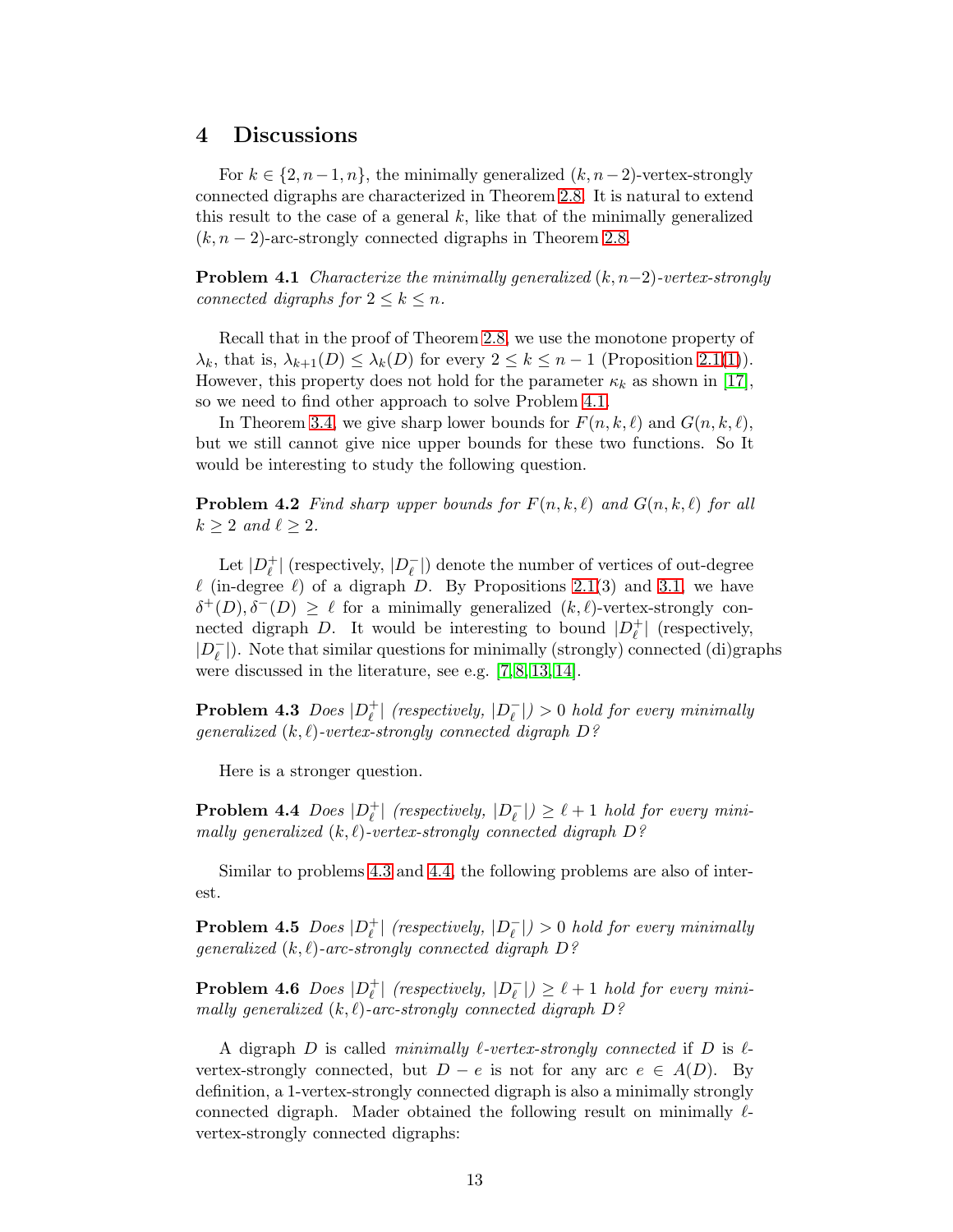## 4 Discussions

For $k \in \{2, n-1, n\}$, the minimally generalized $(k, n-2)$-vertex-strongly connected digraphs are characterized in Theorem 2.8. It is natural to extend this result to the case of a general $k$, like that of the minimally generalized $(k, n-2)$-arc-strongly connected digraphs in Theorem 2.8.

**Problem 4.1** *Characterize the minimally generalized $(k, n-2)$-vertex-strongly connected digraphs for $2 \leq k \leq n$.*

Recall that in the proof of Theorem 2.8, we use the monotone property of $\lambda_k$, that is, $\lambda_{k+1}(D) \leq \lambda_k(D)$ for every $2 \leq k \leq n-1$ (Proposition 2.1(1)). However, this property does not hold for the parameter $\kappa_k$ as shown in [17], so we need to find other approach to solve Problem 4.1.

In Theorem 3.4, we give sharp lower bounds for $F(n, k, \ell)$ and $G(n, k, \ell)$, but we still cannot give nice upper bounds for these two functions. So It would be interesting to study the following question.

**Problem 4.2** *Find sharp upper bounds for $F(n, k, \ell)$ and $G(n, k, \ell)$ for all $k \geq 2$ and $\ell \geq 2$.*

Let $|D^+_\ell|$ (respectively, $|D^-_\ell|$) denote the number of vertices of out-degree $\ell$ (in-degree $\ell$) of a digraph $D$. By Propositions 2.1(3) and 3.1, we have $\delta^+(D), \delta^-(D) \geq \ell$ for a minimally generalized $(k, \ell)$-vertex-strongly connected digraph $D$. It would be interesting to bound $|D^+_\ell|$ (respectively, $|D^-_\ell|$). Note that similar questions for minimally (strongly) connected (di)graphs were discussed in the literature, see e.g. [7, 8, 13, 14].

**Problem 4.3** *Does $|D^+_\ell|$ (respectively, $|D^-_\ell|$) $> 0$ hold for every minimally generalized $(k, \ell)$-vertex-strongly connected digraph $D$?*

Here is a stronger question.

**Problem 4.4** *Does $|D^+_\ell|$ (respectively, $|D^-_\ell|$) $\geq \ell + 1$ hold for every minimally generalized $(k, \ell)$-vertex-strongly connected digraph $D$?*

Similar to problems 4.3 and 4.4, the following problems are also of interest.

**Problem 4.5** *Does $|D^+_\ell|$ (respectively, $|D^-_\ell|$) $> 0$ hold for every minimally generalized $(k, \ell)$-arc-strongly connected digraph $D$?*

**Problem 4.6** *Does $|D^+_\ell|$ (respectively, $|D^-_\ell|$) $\geq \ell + 1$ hold for every minimally generalized $(k, \ell)$-arc-strongly connected digraph $D$?*

A digraph $D$ is called *minimally $\ell$-vertex-strongly connected* if $D$ is $\ell$-vertex-strongly connected, but $D - e$ is not for any arc $e \in A(D)$. By definition, a 1-vertex-strongly connected digraph is also a minimally strongly connected digraph. Mader obtained the following result on minimally $\ell$-vertex-strongly connected digraphs: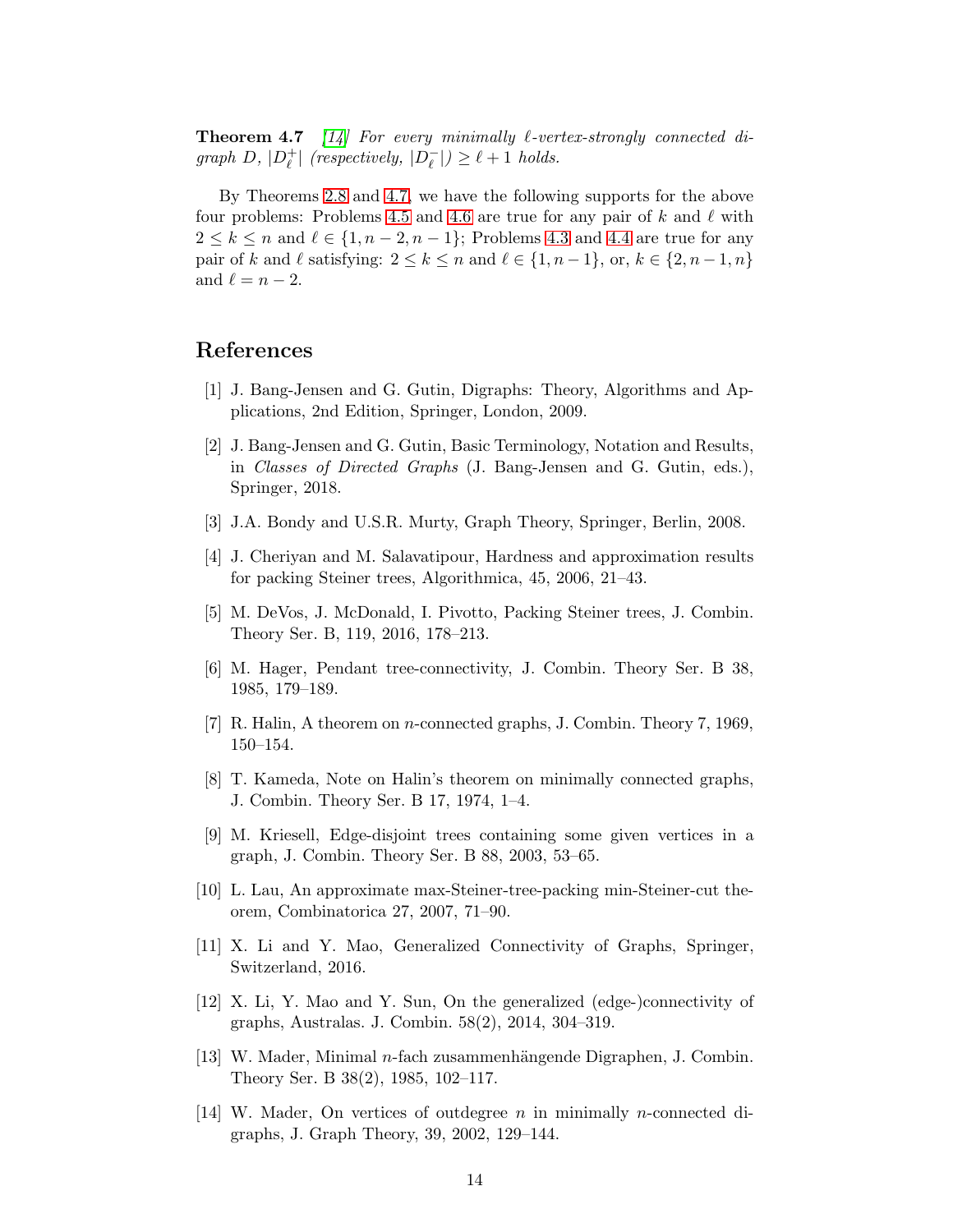**Theorem 4.7** *[14] For every minimally $\ell$-vertex-strongly connected digraph $D$, $|D^+_\ell|$ (respectively, $|D^-_\ell|$) $\geq \ell + 1$ holds.*

By Theorems 2.8 and 4.7, we have the following supports for the above four problems: Problems 4.5 and 4.6 are true for any pair of $k$ and $\ell$ with $2 \leq k \leq n$ and $\ell \in \{1, n-2, n-1\}$; Problems 4.3 and 4.4 are true for any pair of $k$ and $\ell$ satisfying: $2 \leq k \leq n$ and $\ell \in \{1, n-1\}$, or, $k \in \{2, n-1, n\}$ and $\ell = n-2$.

## References

[1] J. Bang-Jensen and G. Gutin, Digraphs: Theory, Algorithms and Applications, 2nd Edition, Springer, London, 2009.

[2] J. Bang-Jensen and G. Gutin, Basic Terminology, Notation and Results, in *Classes of Directed Graphs* (J. Bang-Jensen and G. Gutin, eds.), Springer, 2018.

[3] J.A. Bondy and U.S.R. Murty, Graph Theory, Springer, Berlin, 2008.

[4] J. Cheriyan and M. Salavatipour, Hardness and approximation results for packing Steiner trees, Algorithmica, 45, 2006, 21–43.

[5] M. DeVos, J. McDonald, I. Pivotto, Packing Steiner trees, J. Combin. Theory Ser. B, 119, 2016, 178–213.

[6] M. Hager, Pendant tree-connectivity, J. Combin. Theory Ser. B 38, 1985, 179–189.

[7] R. Halin, A theorem on $n$-connected graphs, J. Combin. Theory 7, 1969, 150–154.

[8] T. Kameda, Note on Halin's theorem on minimally connected graphs, J. Combin. Theory Ser. B 17, 1974, 1–4.

[9] M. Kriesell, Edge-disjoint trees containing some given vertices in a graph, J. Combin. Theory Ser. B 88, 2003, 53–65.

[10] L. Lau, An approximate max-Steiner-tree-packing min-Steiner-cut theorem, Combinatorica 27, 2007, 71–90.

[11] X. Li and Y. Mao, Generalized Connectivity of Graphs, Springer, Switzerland, 2016.

[12] X. Li, Y. Mao and Y. Sun, On the generalized (edge-)connectivity of graphs, Australas. J. Combin. 58(2), 2014, 304–319.

[13] W. Mader, Minimal $n$-fach zusammenhängende Digraphen, J. Combin. Theory Ser. B 38(2), 1985, 102–117.

[14] W. Mader, On vertices of outdegree $n$ in minimally $n$-connected digraphs, J. Graph Theory, 39, 2002, 129–144.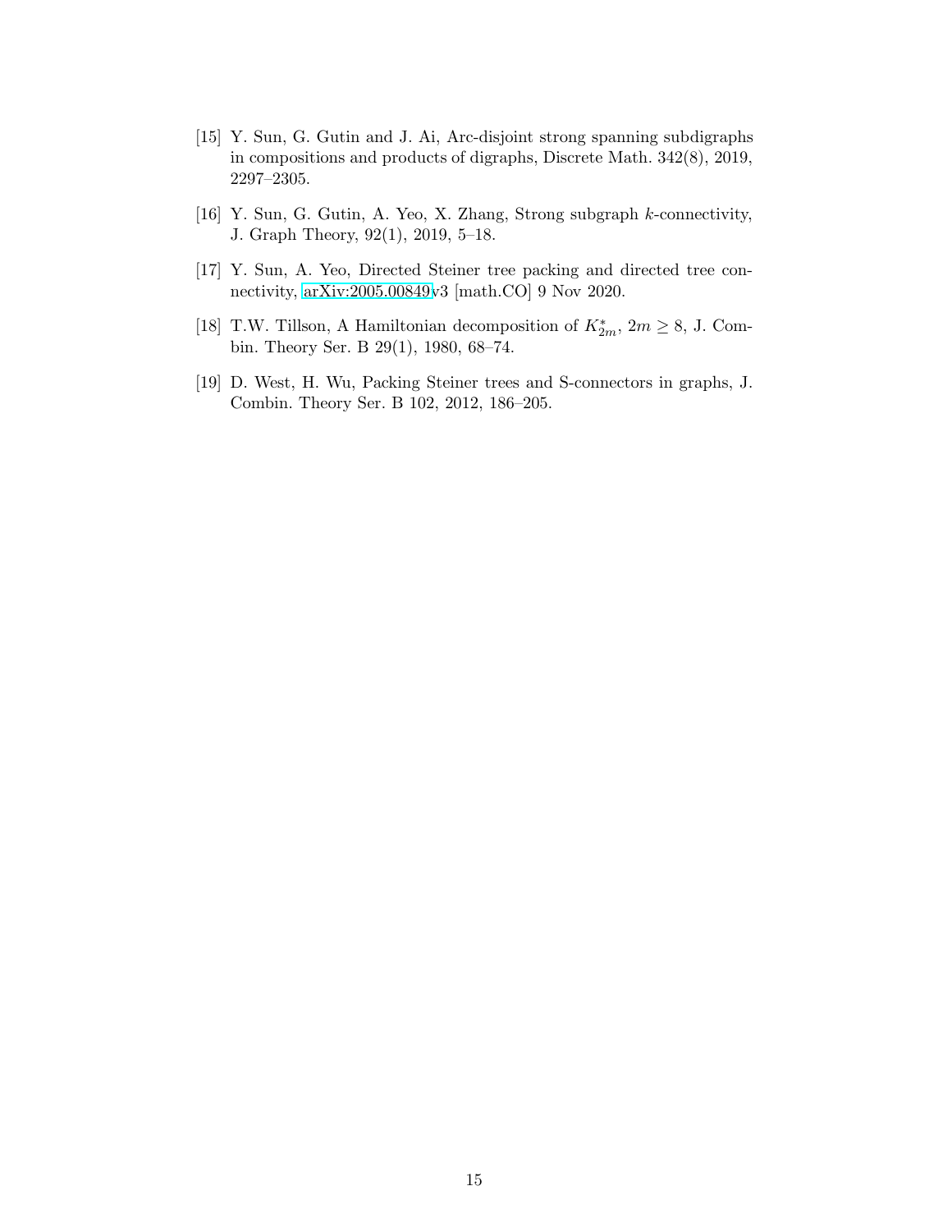[15] Y. Sun, G. Gutin and J. Ai, Arc-disjoint strong spanning subdigraphs in compositions and products of digraphs, Discrete Math. 342(8), 2019, 2297–2305.

[16] Y. Sun, G. Gutin, A. Yeo, X. Zhang, Strong subgraph $k$-connectivity, J. Graph Theory, 92(1), 2019, 5–18.

[17] Y. Sun, A. Yeo, Directed Steiner tree packing and directed tree connectivity, arXiv:2005.00849v3 [math.CO] 9 Nov 2020.

[18] T.W. Tillson, A Hamiltonian decomposition of $K^*_{2m}$, $2m \geq 8$, J. Combin. Theory Ser. B 29(1), 1980, 68–74.

[19] D. West, H. Wu, Packing Steiner trees and S-connectors in graphs, J. Combin. Theory Ser. B 102, 2012, 186–205.